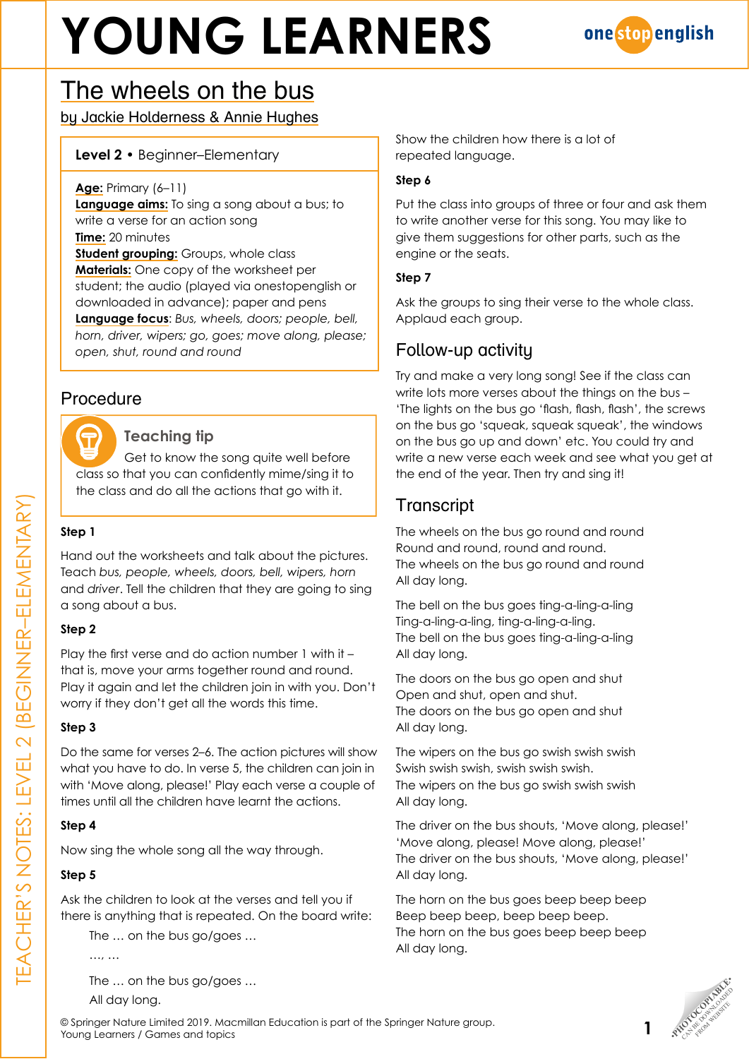# YOUNG LEARNERS

## The wheels on the bus

by Jackie Holderness & Annie Hughes

**Level 2** • Beginner–Elementary

**Age:** Primary (6–11)
**Language aims:** To sing a song about a bus; to write a verse for an action song
**Time:** 20 minutes
**Student grouping:** Groups, whole class
**Materials:** One copy of the worksheet per student; the audio (played via onestopenglish or downloaded in advance); paper and pens
**Language focus**: *Bus, wheels, doors; people, bell, horn, driver, wipers; go, goes; move along, please; open, shut, round and round*

## Procedure

### Teaching tip

Get to know the song quite well before class so that you can confidently mime/sing it to the class and do all the actions that go with it.

**Step 1**

Hand out the worksheets and talk about the pictures. Teach *bus, people, wheels, doors, bell, wipers, horn* and *driver*. Tell the children that they are going to sing a song about a bus.

**Step 2**

Play the first verse and do action number 1 with it – that is, move your arms together round and round. Play it again and let the children join in with you. Don't worry if they don't get all the words this time.

**Step 3**

Do the same for verses 2–6. The action pictures will show what you have to do. In verse 5, the children can join in with 'Move along, please!' Play each verse a couple of times until all the children have learnt the actions.

**Step 4**

Now sing the whole song all the way through.

**Step 5**

Ask the children to look at the verses and tell you if there is anything that is repeated. On the board write:

The … on the bus go/goes …
…, …
The … on the bus go/goes …
All day long.

Show the children how there is a lot of repeated language.

**Step 6**

Put the class into groups of three or four and ask them to write another verse for this song. You may like to give them suggestions for other parts, such as the engine or the seats.

**Step 7**

Ask the groups to sing their verse to the whole class. Applaud each group.

## Follow-up activity

Try and make a very long song! See if the class can write lots more verses about the things on the bus – 'The lights on the bus go 'flash, flash, flash', the screws on the bus go 'squeak, squeak squeak', the windows on the bus go up and down' etc. You could try and write a new verse each week and see what you get at the end of the year. Then try and sing it!

## Transcript

The wheels on the bus go round and round
Round and round, round and round.
The wheels on the bus go round and round
All day long.

The bell on the bus goes ting-a-ling-a-ling
Ting-a-ling-a-ling, ting-a-ling-a-ling.
The bell on the bus goes ting-a-ling-a-ling
All day long.

The doors on the bus go open and shut
Open and shut, open and shut.
The doors on the bus go open and shut
All day long.

The wipers on the bus go swish swish swish
Swish swish swish, swish swish swish.
The wipers on the bus go swish swish swish
All day long.

The driver on the bus shouts, 'Move along, please!'
'Move along, please! Move along, please!'
The driver on the bus shouts, 'Move along, please!'
All day long.

The horn on the bus goes beep beep beep
Beep beep beep, beep beep beep.
The horn on the bus goes beep beep beep
All day long.

© Springer Nature Limited 2019. Macmillan Education is part of the Springer Nature group.
Young Learners / Games and topics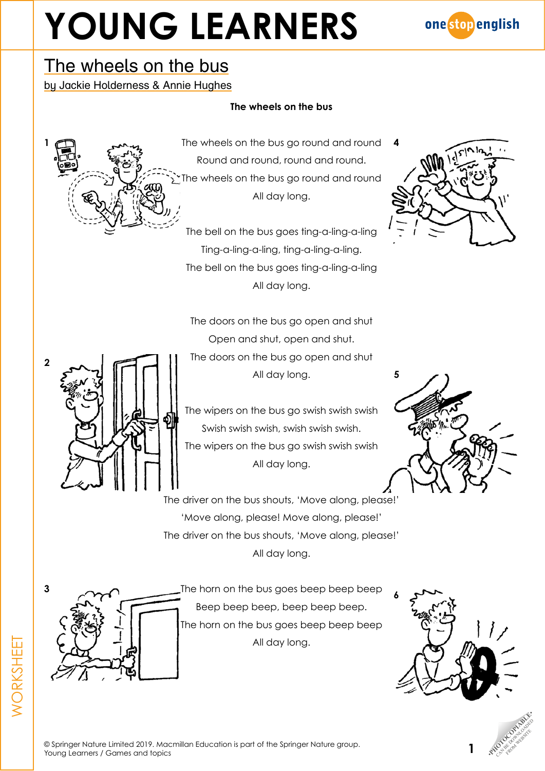# The wheels on the bus

by Jackie Holderness & Annie Hughes

**The wheels on the bus**

1

4

The wheels on the bus go round and round
Round and round, round and round.
The wheels on the bus go round and round
All day long.

The bell on the bus goes ting-a-ling-a-ling
Ting-a-ling-a-ling, ting-a-ling-a-ling.
The bell on the bus goes ting-a-ling-a-ling
All day long.

The doors on the bus go open and shut
Open and shut, open and shut.
The doors on the bus go open and shut
All day long.

2

5

The wipers on the bus go swish swish swish
Swish swish swish, swish swish swish.
The wipers on the bus go swish swish swish
All day long.

The driver on the bus shouts, 'Move along, please!'
'Move along, please! Move along, please!'
The driver on the bus shouts, 'Move along, please!'
All day long.

3

6

The horn on the bus goes beep beep beep
Beep beep beep, beep beep beep.
The horn on the bus goes beep beep beep
All day long.

© Springer Nature Limited 2019. Macmillan Education is part of the Springer Nature group.
Young Learners / Games and topics